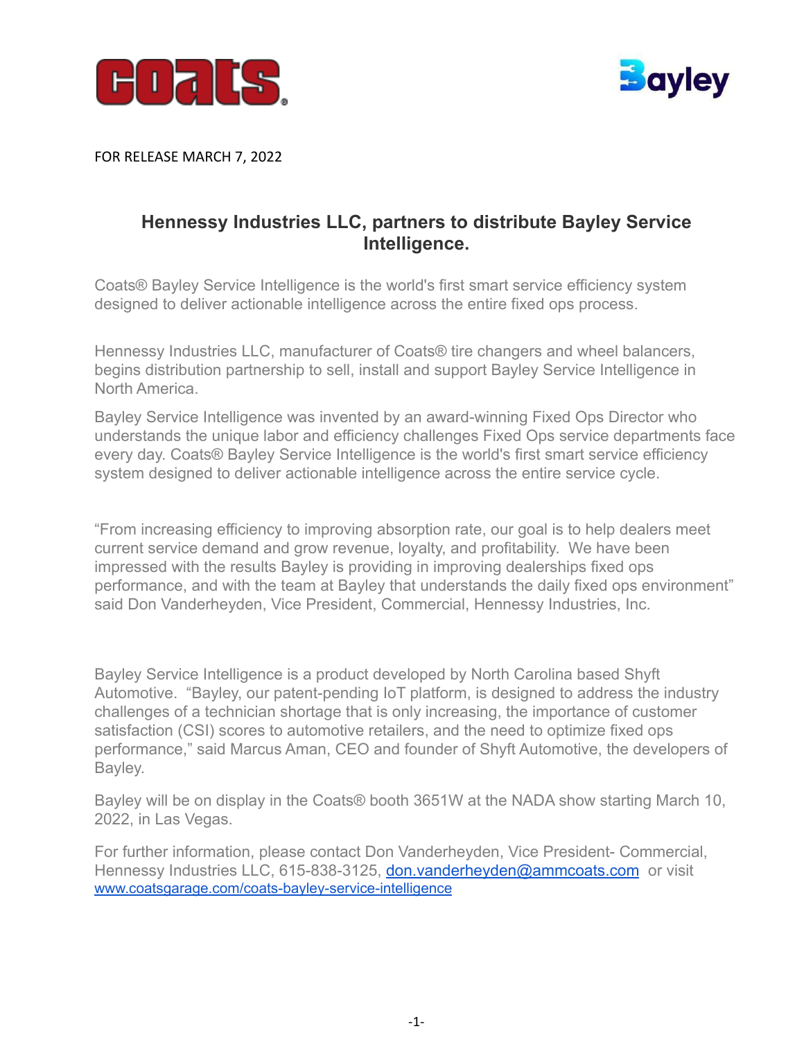FOR RELEASE MARCH 7, 2022

# Hennessy Industries LLC, partners to distribute Bayley Service Intelligence.

Coats® Bayley Service Intelligence is the world's first smart service efficiency system designed to deliver actionable intelligence across the entire fixed ops process.

Hennessy Industries LLC, manufacturer of Coats® tire changers and wheel balancers, begins distribution partnership to sell, install and support Bayley Service Intelligence in North America.

Bayley Service Intelligence was invented by an award-winning Fixed Ops Director who understands the unique labor and efficiency challenges Fixed Ops service departments face every day. Coats® Bayley Service Intelligence is the world's first smart service efficiency system designed to deliver actionable intelligence across the entire service cycle.

"From increasing efficiency to improving absorption rate, our goal is to help dealers meet current service demand and grow revenue, loyalty, and profitability. We have been impressed with the results Bayley is providing in improving dealerships fixed ops performance, and with the team at Bayley that understands the daily fixed ops environment" said Don Vanderheyden, Vice President, Commercial, Hennessy Industries, Inc.

Bayley Service Intelligence is a product developed by North Carolina based Shyft Automotive. "Bayley, our patent-pending IoT platform, is designed to address the industry challenges of a technician shortage that is only increasing, the importance of customer satisfaction (CSI) scores to automotive retailers, and the need to optimize fixed ops performance," said Marcus Aman, CEO and founder of Shyft Automotive, the developers of Bayley.

Bayley will be on display in the Coats® booth 3651W at the NADA show starting March 10, 2022, in Las Vegas.

For further information, please contact Don Vanderheyden, Vice President- Commercial, Hennessy Industries LLC, 615-838-3125, [don.vanderheyden@ammcoats.com](mailto:don.vanderheyden@ammcoats.com) or visit [www.coatsgarage.com/coats-bayley-service-intelligence](http://www.coatsgarage.com/coats-bayley-service-intelligence)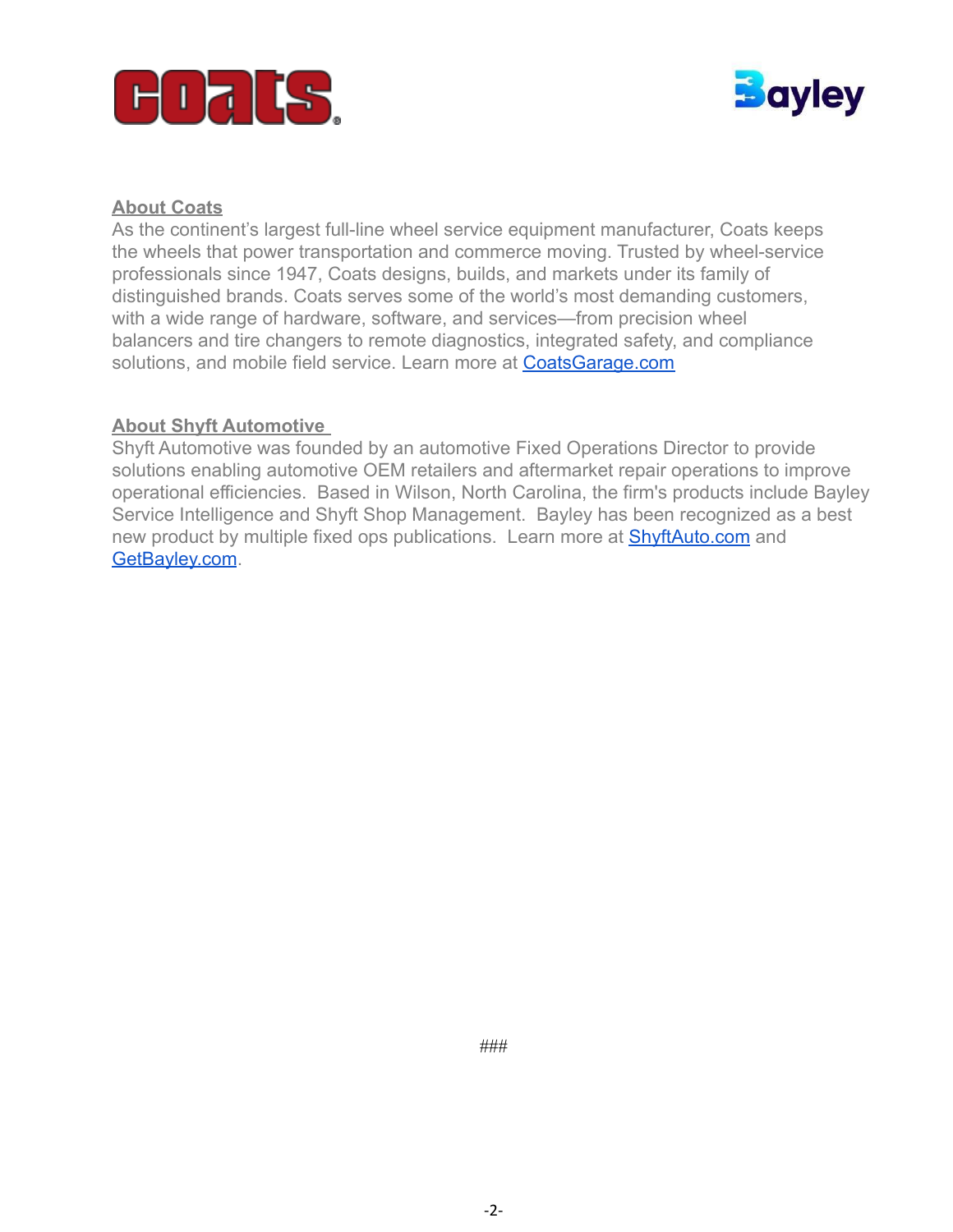**About Coats**

As the continent's largest full-line wheel service equipment manufacturer, Coats keeps the wheels that power transportation and commerce moving. Trusted by wheel-service professionals since 1947, Coats designs, builds, and markets under its family of distinguished brands. Coats serves some of the world's most demanding customers, with a wide range of hardware, software, and services—from precision wheel balancers and tire changers to remote diagnostics, integrated safety, and compliance solutions, and mobile field service. Learn more at CoatsGarage.com

**About Shyft Automotive**

Shyft Automotive was founded by an automotive Fixed Operations Director to provide solutions enabling automotive OEM retailers and aftermarket repair operations to improve operational efficiencies. Based in Wilson, North Carolina, the firm's products include Bayley Service Intelligence and Shyft Shop Management. Bayley has been recognized as a best new product by multiple fixed ops publications. Learn more at ShyftAuto.com and GetBayley.com.

###